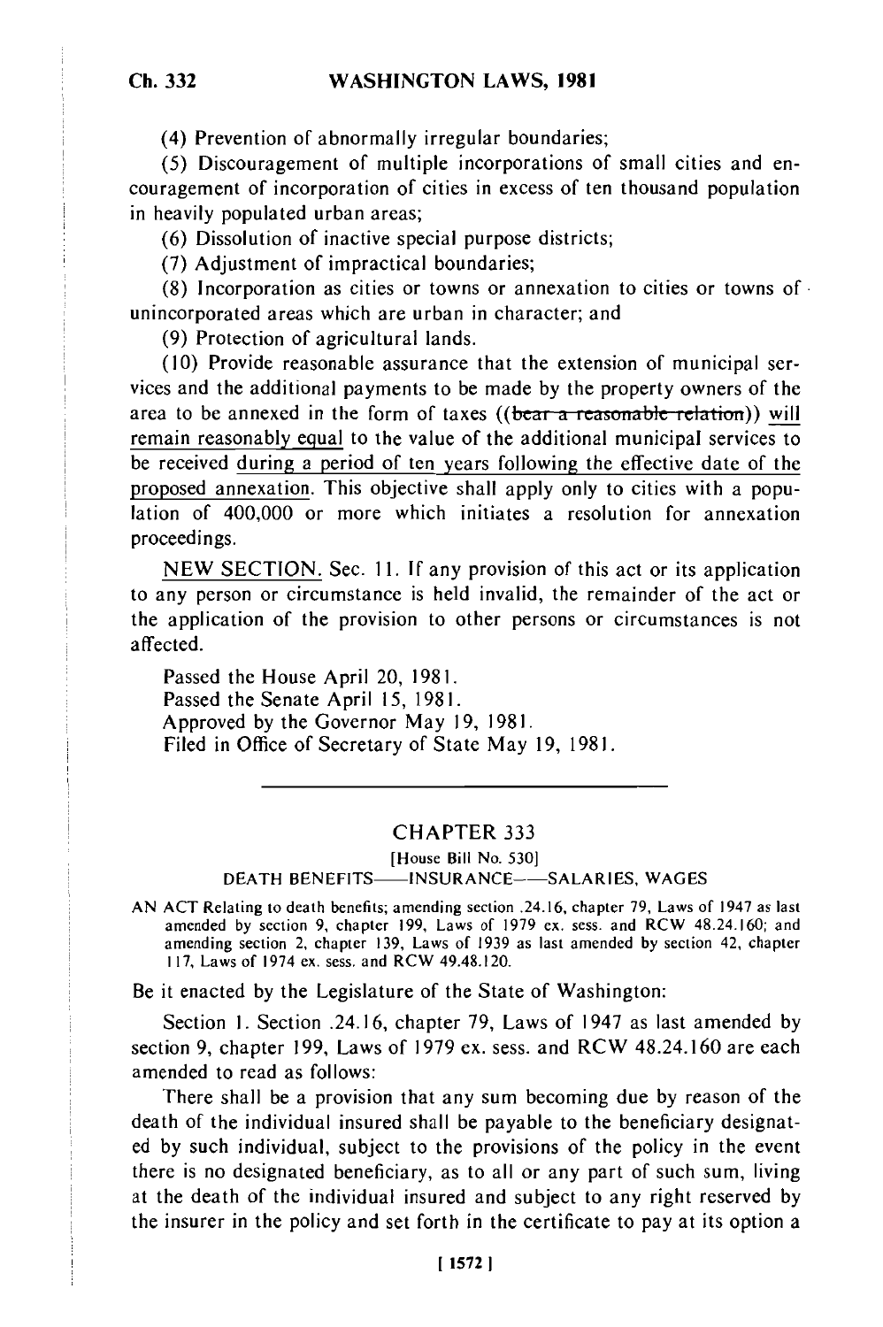(4) Prevention of abnormally irregular boundaries;

(5) Discouragement of multiple incorporations of small cities and encouragement of incorporation of cities in excess of ten thousand population in heavily populated urban areas;

(6) Dissolution of inactive special purpose districts;

(7) Adjustment of impractical boundaries;

(8) Incorporation as cities or towns or annexation to cities or towns of unincorporated areas which are urban in character; and

(9) Protection of agricultural lands.

(10) Provide reasonable assurance that the extension of municipal services and the additional payments to be made by the property owners of the area to be annexed in the form of taxes ((~~bear a reasonable relation~~)) <u>will remain reasonably equal</u> to the value of the additional municipal services to be received <u>during a period of ten years following the effective date of the proposed annexation</u>. This objective shall apply only to cities with a population of 400,000 or more which initiates a resolution for annexation proceedings.

<u>NEW SECTION.</u> Sec. 11. If any provision of this act or its application to any person or circumstance is held invalid, the remainder of the act or the application of the provision to other persons or circumstances is not affected.

Passed the House April 20, 1981.
Passed the Senate April 15, 1981.
Approved by the Governor May 19, 1981.
Filed in Office of Secretary of State May 19, 1981.

---

## CHAPTER 333

[House Bill No. 530]

DEATH BENEFITS——INSURANCE——SALARIES, WAGES

AN ACT Relating to death benefits; amending section .24.16, chapter 79, Laws of 1947 as last amended by section 9, chapter 199, Laws of 1979 ex. sess. and RCW 48.24.160; and amending section 2, chapter 139, Laws of 1939 as last amended by section 42, chapter 117, Laws of 1974 ex. sess. and RCW 49.48.120.

Be it enacted by the Legislature of the State of Washington:

Section 1. Section .24.16, chapter 79, Laws of 1947 as last amended by section 9, chapter 199, Laws of 1979 ex. sess. and RCW 48.24.160 are each amended to read as follows:

There shall be a provision that any sum becoming due by reason of the death of the individual insured shall be payable to the beneficiary designated by such individual, subject to the provisions of the policy in the event there is no designated beneficiary, as to all or any part of such sum, living at the death of the individual insured and subject to any right reserved by the insurer in the policy and set forth in the certificate to pay at its option a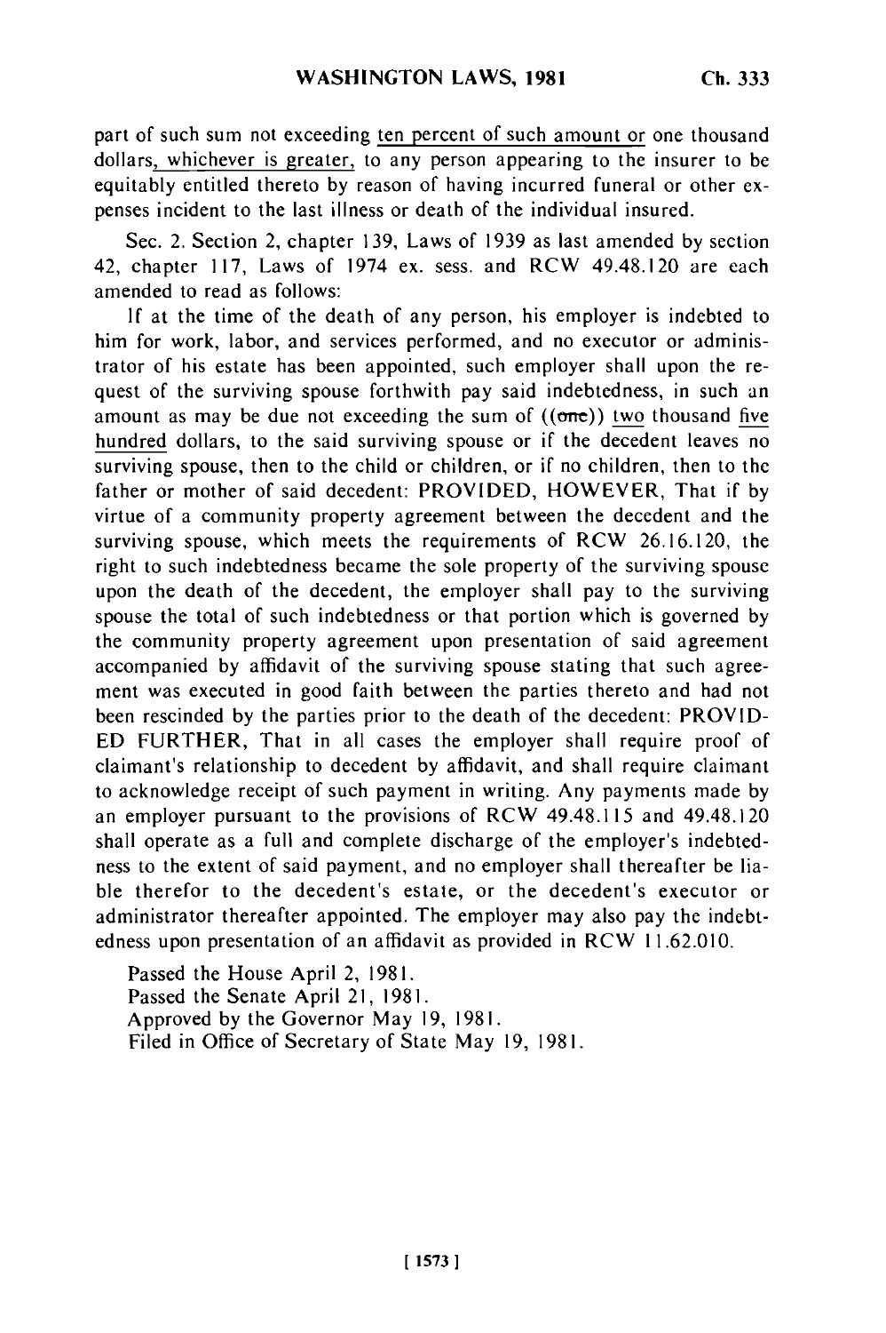part of such sum not exceeding ten percent of such amount or one thousand dollars, whichever is greater, to any person appearing to the insurer to be equitably entitled thereto by reason of having incurred funeral or other expenses incident to the last illness or death of the individual insured.

Sec. 2. Section 2, chapter 139, Laws of 1939 as last amended by section 42, chapter 117, Laws of 1974 ex. sess. and RCW 49.48.120 are each amended to read as follows:

If at the time of the death of any person, his employer is indebted to him for work, labor, and services performed, and no executor or administrator of his estate has been appointed, such employer shall upon the request of the surviving spouse forthwith pay said indebtedness, in such an amount as may be due not exceeding the sum of ((one)) two thousand five hundred dollars, to the said surviving spouse or if the decedent leaves no surviving spouse, then to the child or children, or if no children, then to the father or mother of said decedent: PROVIDED, HOWEVER, That if by virtue of a community property agreement between the decedent and the surviving spouse, which meets the requirements of RCW 26.16.120, the right to such indebtedness became the sole property of the surviving spouse upon the death of the decedent, the employer shall pay to the surviving spouse the total of such indebtedness or that portion which is governed by the community property agreement upon presentation of said agreement accompanied by affidavit of the surviving spouse stating that such agreement was executed in good faith between the parties thereto and had not been rescinded by the parties prior to the death of the decedent: PROVIDED FURTHER, That in all cases the employer shall require proof of claimant's relationship to decedent by affidavit, and shall require claimant to acknowledge receipt of such payment in writing. Any payments made by an employer pursuant to the provisions of RCW 49.48.115 and 49.48.120 shall operate as a full and complete discharge of the employer's indebtedness to the extent of said payment, and no employer shall thereafter be liable therefor to the decedent's estate, or the decedent's executor or administrator thereafter appointed. The employer may also pay the indebtedness upon presentation of an affidavit as provided in RCW 11.62.010.

Passed the House April 2, 1981.
Passed the Senate April 21, 1981.
Approved by the Governor May 19, 1981.
Filed in Office of Secretary of State May 19, 1981.